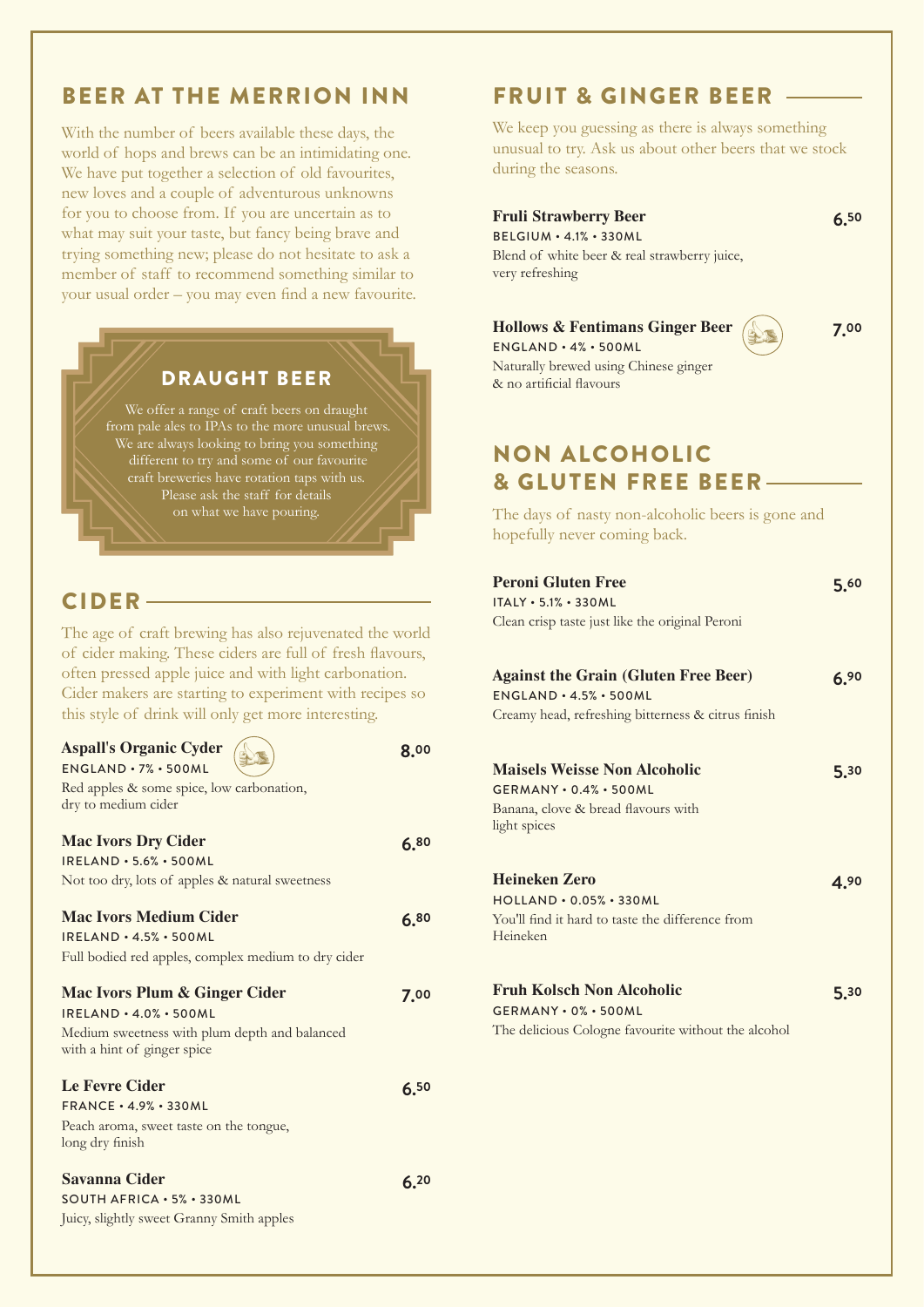## BEER AT THE MERRION INN

With the number of beers available these days, the world of hops and brews can be an intimidating one. We have put together a selection of old favourites, new loves and a couple of adventurous unknowns for you to choose from. If you are uncertain as to what may suit your taste, but fancy being brave and trying something new; please do not hesitate to ask a member of staff to recommend something similar to your usual order – you may even find a new favourite.

### DRAUGHT BEER

We offer a range of craft beers on draught from pale ales to IPAs to the more unusual brews. We are always looking to bring you something different to try and some of our favourite craft breweries have rotation taps with us. Please ask the staff for details on what we have pouring.

## CIDER

The age of craft brewing has also rejuvenated the world of cider making. These ciders are full of fresh flavours, often pressed apple juice and with light carbonation. Cider makers are starting to experiment with recipes so this style of drink will only get more interesting.

**Aspall's Organic Cyder** — 8.00
ENGLAND • 7% • 500ML
Red apples & some spice, low carbonation, dry to medium cider

**Mac Ivors Dry Cider** — 6.80
IRELAND • 5.6% • 500ML
Not too dry, lots of apples & natural sweetness

**Mac Ivors Medium Cider** — 6.80
IRELAND • 4.5% • 500ML
Full bodied red apples, complex medium to dry cider

**Mac Ivors Plum & Ginger Cider** — 7.00
IRELAND • 4.0% • 500ML
Medium sweetness with plum depth and balanced with a hint of ginger spice

**Le Fevre Cider** — 6.50
FRANCE • 4.9% • 330ML
Peach aroma, sweet taste on the tongue, long dry finish

**Savanna Cider** — 6.20
SOUTH AFRICA • 5% • 330ML
Juicy, slightly sweet Granny Smith apples

## FRUIT & GINGER BEER

We keep you guessing as there is always something unusual to try. Ask us about other beers that we stock during the seasons.

**Fruli Strawberry Beer** — 6.50
BELGIUM • 4.1% • 330ML
Blend of white beer & real strawberry juice, very refreshing

**Hollows & Fentimans Ginger Beer** — 7.00
ENGLAND • 4% • 500ML
Naturally brewed using Chinese ginger & no artificial flavours

## NON ALCOHOLIC & GLUTEN FREE BEER

The days of nasty non-alcoholic beers is gone and hopefully never coming back.

**Peroni Gluten Free** — 5.60
ITALY • 5.1% • 330ML
Clean crisp taste just like the original Peroni

**Against the Grain (Gluten Free Beer)** — 6.90
ENGLAND • 4.5% • 500ML
Creamy head, refreshing bitterness & citrus finish

**Maisels Weisse Non Alcoholic** — 5.30
GERMANY • 0.4% • 500ML
Banana, clove & bread flavours with light spices

**Heineken Zero** — 4.90
HOLLAND • 0.05% • 330ML
You'll find it hard to taste the difference from Heineken

**Fruh Kolsch Non Alcoholic** — 5.30
GERMANY • 0% • 500ML
The delicious Cologne favourite without the alcohol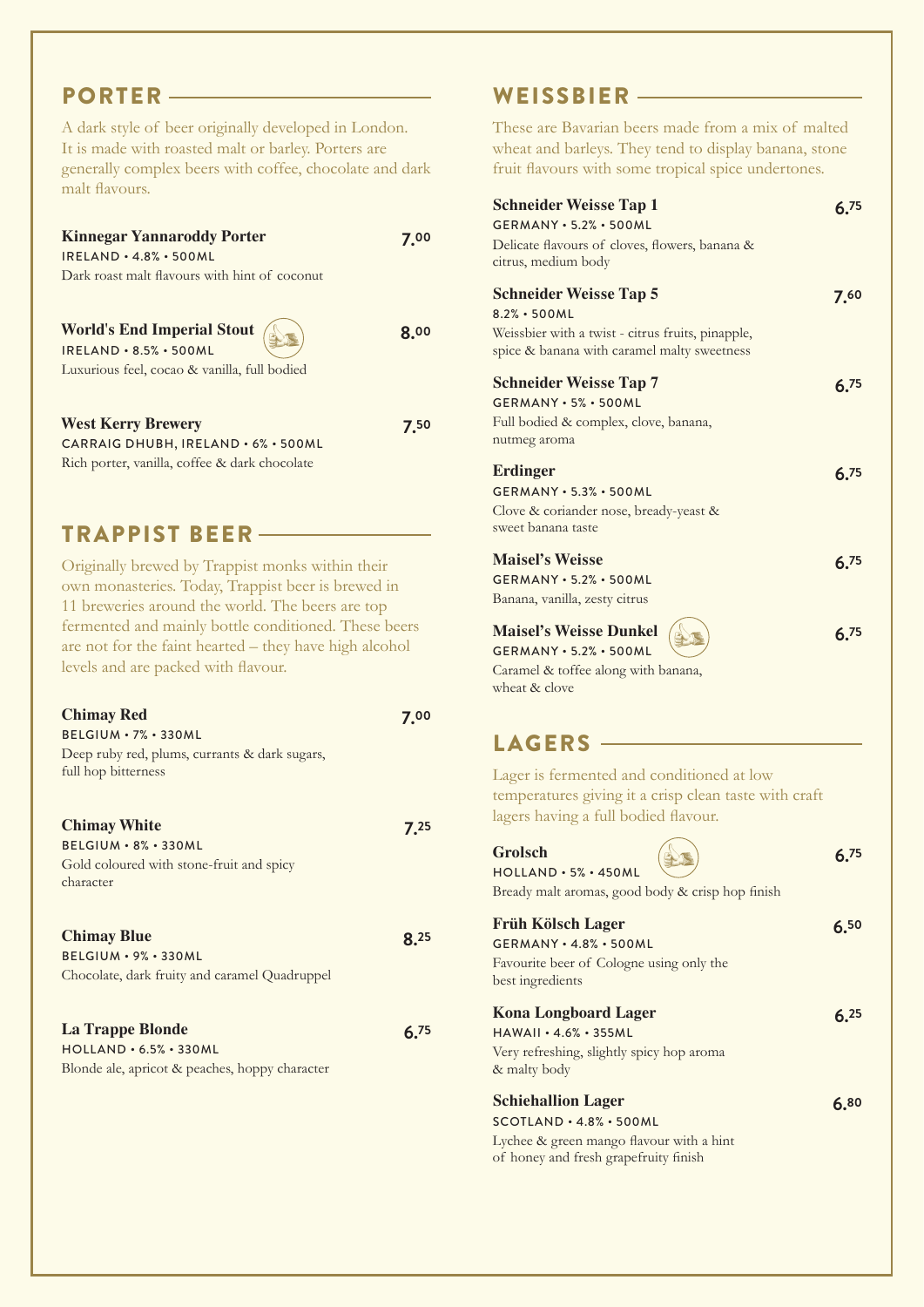## PORTER

A dark style of beer originally developed in London. It is made with roasted malt or barley. Porters are generally complex beers with coffee, chocolate and dark malt flavours.

**Kinnegar Yannaroddy Porter** — 7.00
IRELAND • 4.8% • 500ML
Dark roast malt flavours with hint of coconut

**World's End Imperial Stout** — 8.00
IRELAND • 8.5% • 500ML
Luxurious feel, cocao & vanilla, full bodied

**West Kerry Brewery** — 7.50
CARRAIG DHUBH, IRELAND • 6% • 500ML
Rich porter, vanilla, coffee & dark chocolate

## TRAPPIST BEER

Originally brewed by Trappist monks within their own monasteries. Today, Trappist beer is brewed in 11 breweries around the world. The beers are top fermented and mainly bottle conditioned. These beers are not for the faint hearted – they have high alcohol levels and are packed with flavour.

**Chimay Red** — 7.00
BELGIUM • 7% • 330ML
Deep ruby red, plums, currants & dark sugars, full hop bitterness

**Chimay White** — 7.25
BELGIUM • 8% • 330ML
Gold coloured with stone-fruit and spicy character

**Chimay Blue** — 8.25
BELGIUM • 9% • 330ML
Chocolate, dark fruity and caramel Quadruppel

**La Trappe Blonde** — 6.75
HOLLAND • 6.5% • 330ML
Blonde ale, apricot & peaches, hoppy character

## WEISSBIER

These are Bavarian beers made from a mix of malted wheat and barleys. They tend to display banana, stone fruit flavours with some tropical spice undertones.

**Schneider Weisse Tap 1** — 6.75
GERMANY • 5.2% • 500ML
Delicate flavours of cloves, flowers, banana & citrus, medium body

**Schneider Weisse Tap 5** — 7.60
8.2% • 500ML
Weissbier with a twist - citrus fruits, pinapple, spice & banana with caramel malty sweetness

**Schneider Weisse Tap 7** — 6.75
GERMANY • 5% • 500ML
Full bodied & complex, clove, banana, nutmeg aroma

**Erdinger** — 6.75
GERMANY • 5.3% • 500ML
Clove & coriander nose, bready-yeast & sweet banana taste

**Maisel's Weisse** — 6.75
GERMANY • 5.2% • 500ML
Banana, vanilla, zesty citrus

**Maisel's Weisse Dunkel** — 6.75
GERMANY • 5.2% • 500ML
Caramel & toffee along with banana, wheat & clove

## LAGERS

Lager is fermented and conditioned at low temperatures giving it a crisp clean taste with craft lagers having a full bodied flavour.

**Grolsch** — 6.75
HOLLAND • 5% • 450ML
Bready malt aromas, good body & crisp hop finish

**Früh Kölsch Lager** — 6.50
GERMANY • 4.8% • 500ML
Favourite beer of Cologne using only the best ingredients

**Kona Longboard Lager** — 6.25
HAWAII • 4.6% • 355ML
Very refreshing, slightly spicy hop aroma & malty body

**Schiehallion Lager** — 6.80
SCOTLAND • 4.8% • 500ML
Lychee & green mango flavour with a hint of honey and fresh grapefruity finish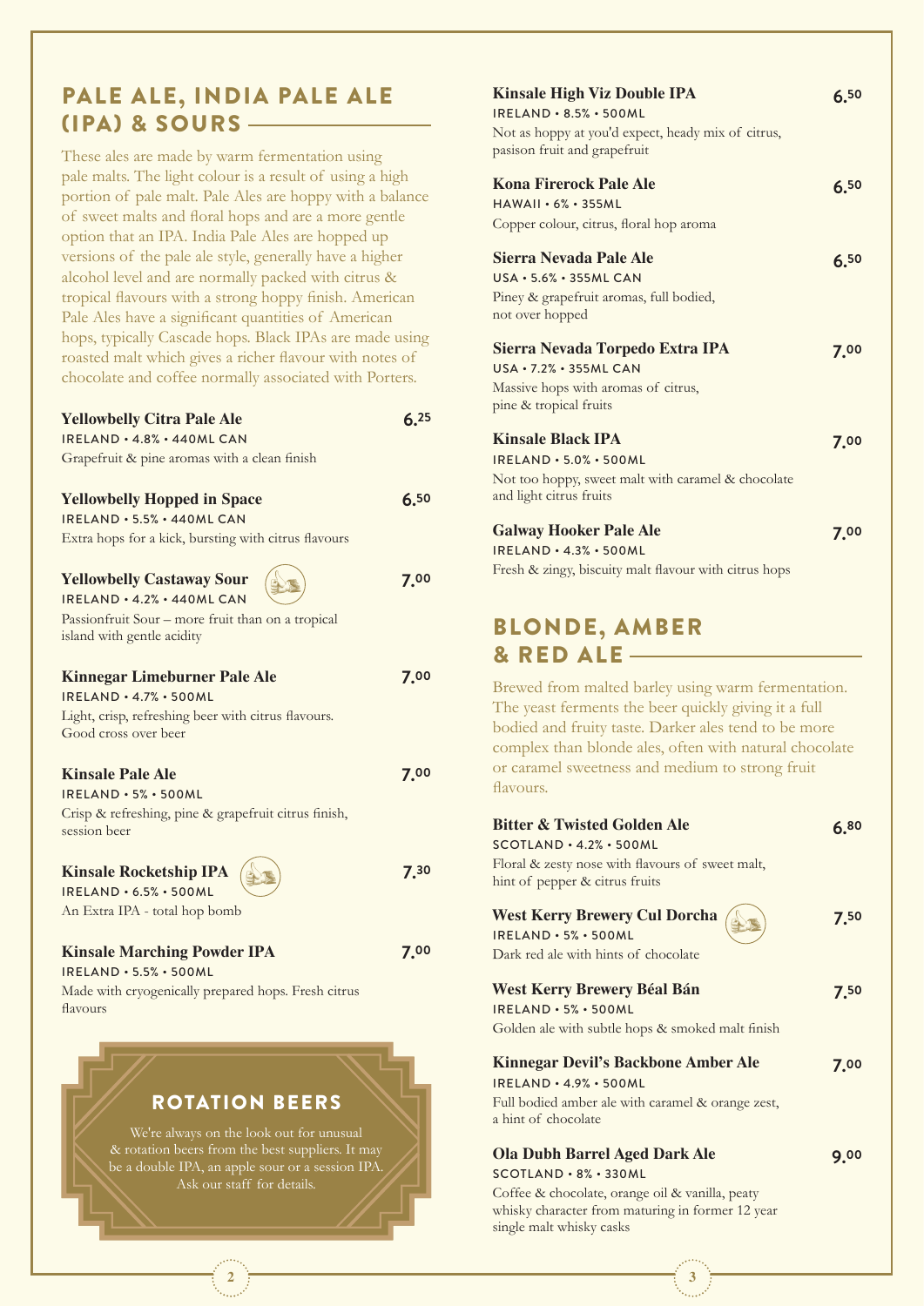## PALE ALE, INDIA PALE ALE (IPA) & SOURS

These ales are made by warm fermentation using pale malts. The light colour is a result of using a high portion of pale malt. Pale Ales are hoppy with a balance of sweet malts and floral hops and are a more gentle option that an IPA. India Pale Ales are hopped up versions of the pale ale style, generally have a higher alcohol level and are normally packed with citrus & tropical flavours with a strong hoppy finish. American Pale Ales have a significant quantities of American hops, typically Cascade hops. Black IPAs are made using roasted malt which gives a richer flavour with notes of chocolate and coffee normally associated with Porters.

**Yellowbelly Citra Pale Ale** — 6.25
IRELAND • 4.8% • 440ML CAN
Grapefruit & pine aromas with a clean finish

**Yellowbelly Hopped in Space** — 6.50
IRELAND • 5.5% • 440ML CAN
Extra hops for a kick, bursting with citrus flavours

**Yellowbelly Castaway Sour** — 7.00
IRELAND • 4.2% • 440ML CAN
Passionfruit Sour – more fruit than on a tropical island with gentle acidity

**Kinnegar Limeburner Pale Ale** — 7.00
IRELAND • 4.7% • 500ML
Light, crisp, refreshing beer with citrus flavours. Good cross over beer

**Kinsale Pale Ale** — 7.00
IRELAND • 5% • 500ML
Crisp & refreshing, pine & grapefruit citrus finish, session beer

**Kinsale Rocketship IPA** — 7.30
IRELAND • 6.5% • 500ML
An Extra IPA - total hop bomb

**Kinsale Marching Powder IPA** — 7.00
IRELAND • 5.5% • 500ML
Made with cryogenically prepared hops. Fresh citrus flavours

### ROTATION BEERS

We're always on the look out for unusual & rotation beers from the best suppliers. It may be a double IPA, an apple sour or a session IPA. Ask our staff for details.

**Kinsale High Viz Double IPA** — 6.50
IRELAND • 8.5% • 500ML
Not as hoppy at you'd expect, heady mix of citrus, pasion fruit and grapefruit

**Kona Firerock Pale Ale** — 6.50
HAWAII • 6% • 355ML
Copper colour, citrus, floral hop aroma

**Sierra Nevada Pale Ale** — 6.50
USA • 5.6% • 355ML CAN
Piney & grapefruit aromas, full bodied, not over hopped

**Sierra Nevada Torpedo Extra IPA** — 7.00
USA • 7.2% • 355ML CAN
Massive hops with aromas of citrus, pine & tropical fruits

**Kinsale Black IPA** — 7.00
IRELAND • 5.0% • 500ML
Not too hoppy, sweet malt with caramel & chocolate and light citrus fruits

**Galway Hooker Pale Ale** — 7.00
IRELAND • 4.3% • 500ML
Fresh & zingy, biscuity malt flavour with citrus hops

## BLONDE, AMBER & RED ALE

Brewed from malted barley using warm fermentation. The yeast ferments the beer quickly giving it a full bodied and fruity taste. Darker ales tend to be more complex than blonde ales, often with natural chocolate or caramel sweetness and medium to strong fruit flavours.

**Bitter & Twisted Golden Ale** — 6.80
SCOTLAND • 4.2% • 500ML
Floral & zesty nose with flavours of sweet malt, hint of pepper & citrus fruits

**West Kerry Brewery Cul Dorcha** — 7.50
IRELAND • 5% • 500ML
Dark red ale with hints of chocolate

**West Kerry Brewery Béal Bán** — 7.50
IRELAND • 5% • 500ML
Golden ale with subtle hops & smoked malt finish

**Kinnegar Devil's Backbone Amber Ale** — 7.00
IRELAND • 4.9% • 500ML
Full bodied amber ale with caramel & orange zest, a hint of chocolate

**Ola Dubh Barrel Aged Dark Ale** — 9.00
SCOTLAND • 8% • 330ML
Coffee & chocolate, orange oil & vanilla, peaty whisky character from maturing in former 12 year single malt whisky casks